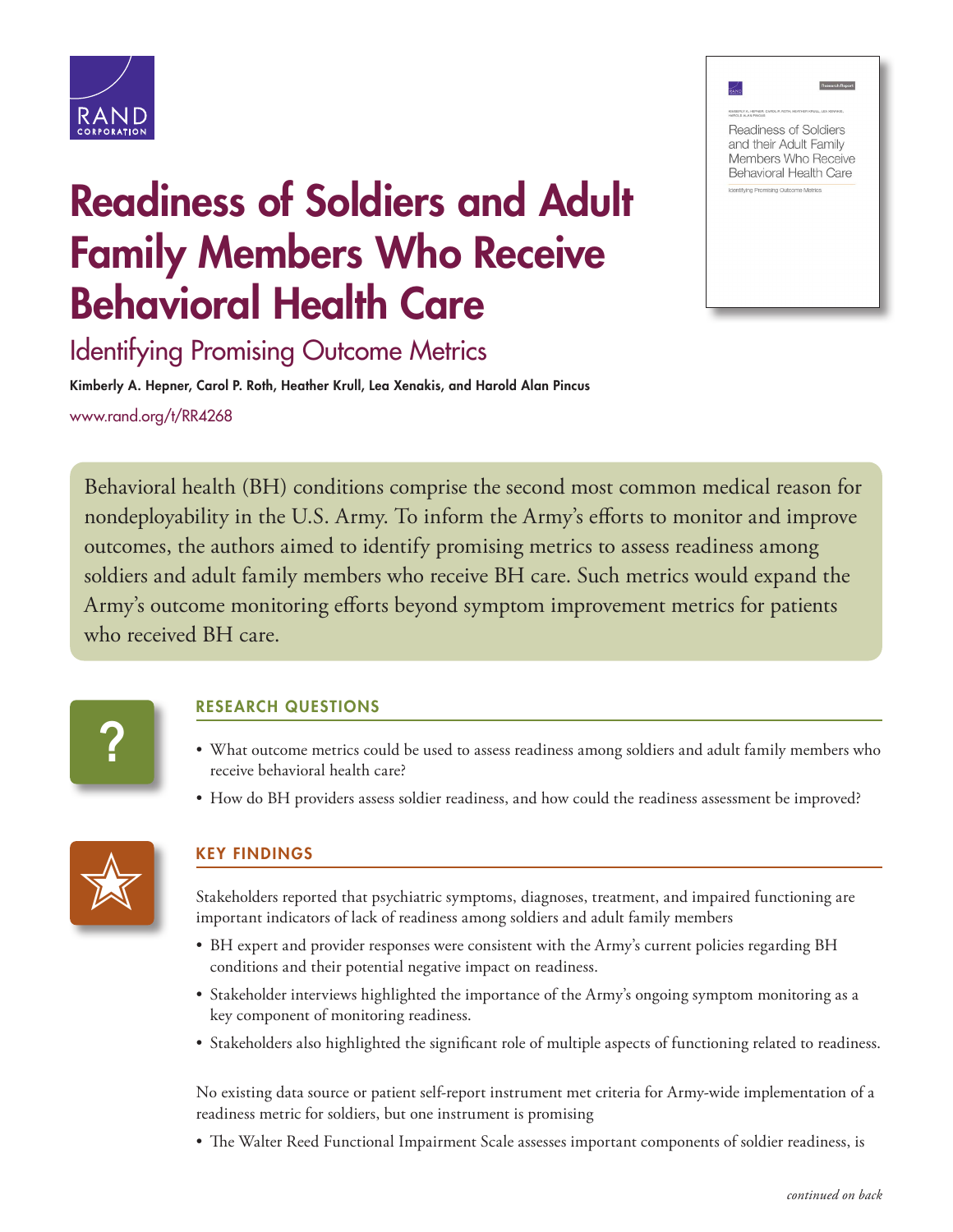# Readiness of Soldiers and Adult Family Members Who Receive Behavioral Health Care

## Identifying Promising Outcome Metrics

**Kimberly A. Hepner, Carol P. Roth, Heather Krull, Lea Xenakis, and Harold Alan Pincus**

www.rand.org/t/RR4268

Behavioral health (BH) conditions comprise the second most common medical reason for nondeployability in the U.S. Army. To inform the Army's efforts to monitor and improve outcomes, the authors aimed to identify promising metrics to assess readiness among soldiers and adult family members who receive BH care. Such metrics would expand the Army's outcome monitoring efforts beyond symptom improvement metrics for patients who received BH care.

### RESEARCH QUESTIONS

- What outcome metrics could be used to assess readiness among soldiers and adult family members who receive behavioral health care?
- How do BH providers assess soldier readiness, and how could the readiness assessment be improved?

### KEY FINDINGS

Stakeholders reported that psychiatric symptoms, diagnoses, treatment, and impaired functioning are important indicators of lack of readiness among soldiers and adult family members

- BH expert and provider responses were consistent with the Army's current policies regarding BH conditions and their potential negative impact on readiness.
- Stakeholder interviews highlighted the importance of the Army's ongoing symptom monitoring as a key component of monitoring readiness.
- Stakeholders also highlighted the significant role of multiple aspects of functioning related to readiness.

No existing data source or patient self-report instrument met criteria for Army-wide implementation of a readiness metric for soldiers, but one instrument is promising

- The Walter Reed Functional Impairment Scale assesses important components of soldier readiness, is

*continued on back*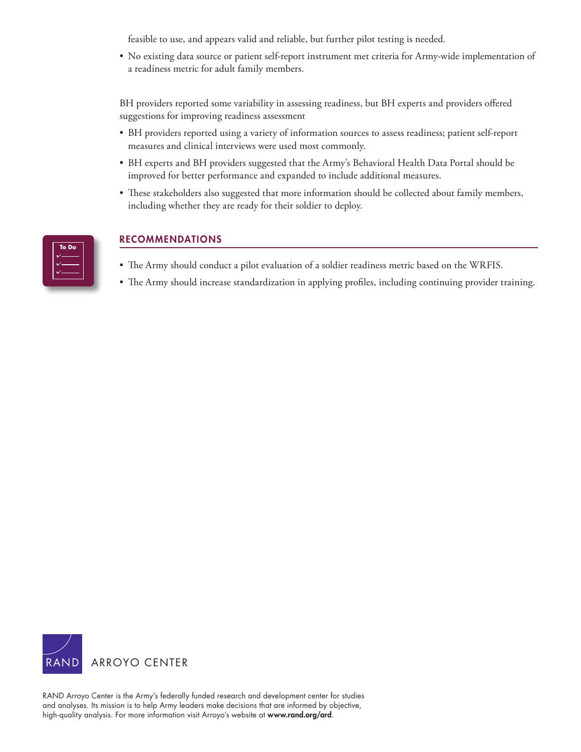feasible to use, and appears valid and reliable, but further pilot testing is needed.

- No existing data source or patient self-report instrument met criteria for Army-wide implementation of a readiness metric for adult family members.

BH providers reported some variability in assessing readiness, but BH experts and providers offered suggestions for improving readiness assessment

- BH providers reported using a variety of information sources to assess readiness; patient self-report measures and clinical interviews were used most commonly.
- BH experts and BH providers suggested that the Army's Behavioral Health Data Portal should be improved for better performance and expanded to include additional measures.
- These stakeholders also suggested that more information should be collected about family members, including whether they are ready for their soldier to deploy.

## RECOMMENDATIONS

- The Army should conduct a pilot evaluation of a soldier readiness metric based on the WRFIS.
- The Army should increase standardization in applying profiles, including continuing provider training.

RAND ARROYO CENTER

RAND Arroyo Center is the Army's federally funded research and development center for studies and analyses. Its mission is to help Army leaders make decisions that are informed by objective, high-quality analysis. For more information visit Arroyo's website at **www.rand.org/ard**.